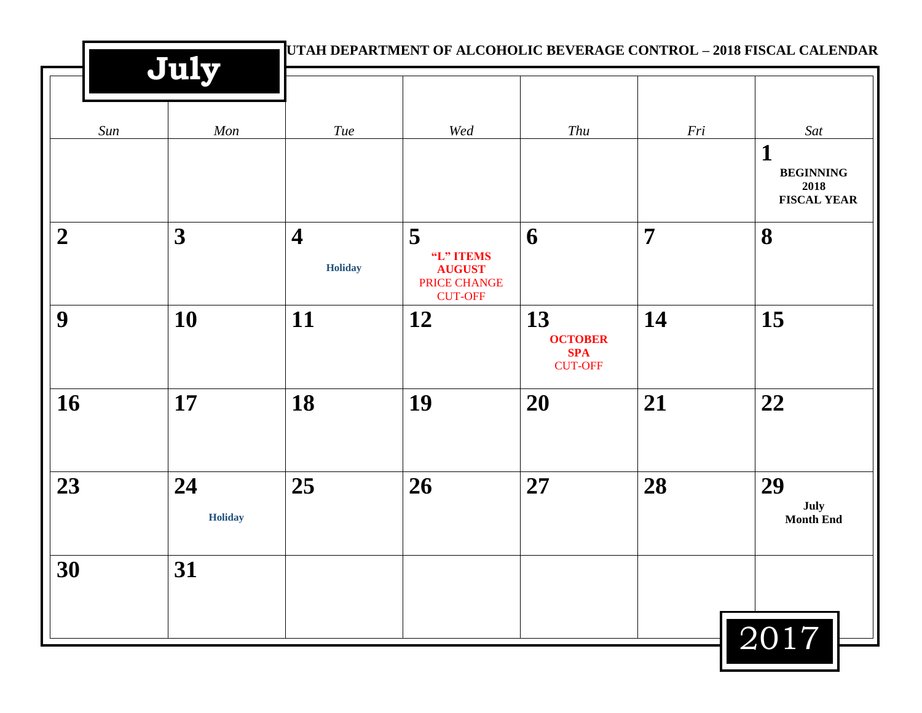# July

UTAH DEPARTMENT OF ALCOHOLIC BEVERAGE CONTROL – 2018 FISCAL CALENDAR

| *Sun* | *Mon* | *Tue* | *Wed* | *Thu* | *Fri* | *Sat* |
|---|---|---|---|---|---|---|
| | | | | | | **1** **BEGINNING 2018 FISCAL YEAR** |
| **2** | **3** | **4** **Holiday** | **5** **"L" ITEMS AUGUST** PRICE CHANGE CUT-OFF | **6** | **7** | **8** |
| **9** | **10** | **11** | **12** | **13** **OCTOBER SPA** CUT-OFF | **14** | **15** |
| **16** | **17** | **18** | **19** | **20** | **21** | **22** |
| **23** | **24** **Holiday** | **25** | **26** | **27** | **28** | **29** **July Month End** |
| **30** | **31** | | | | | |

2017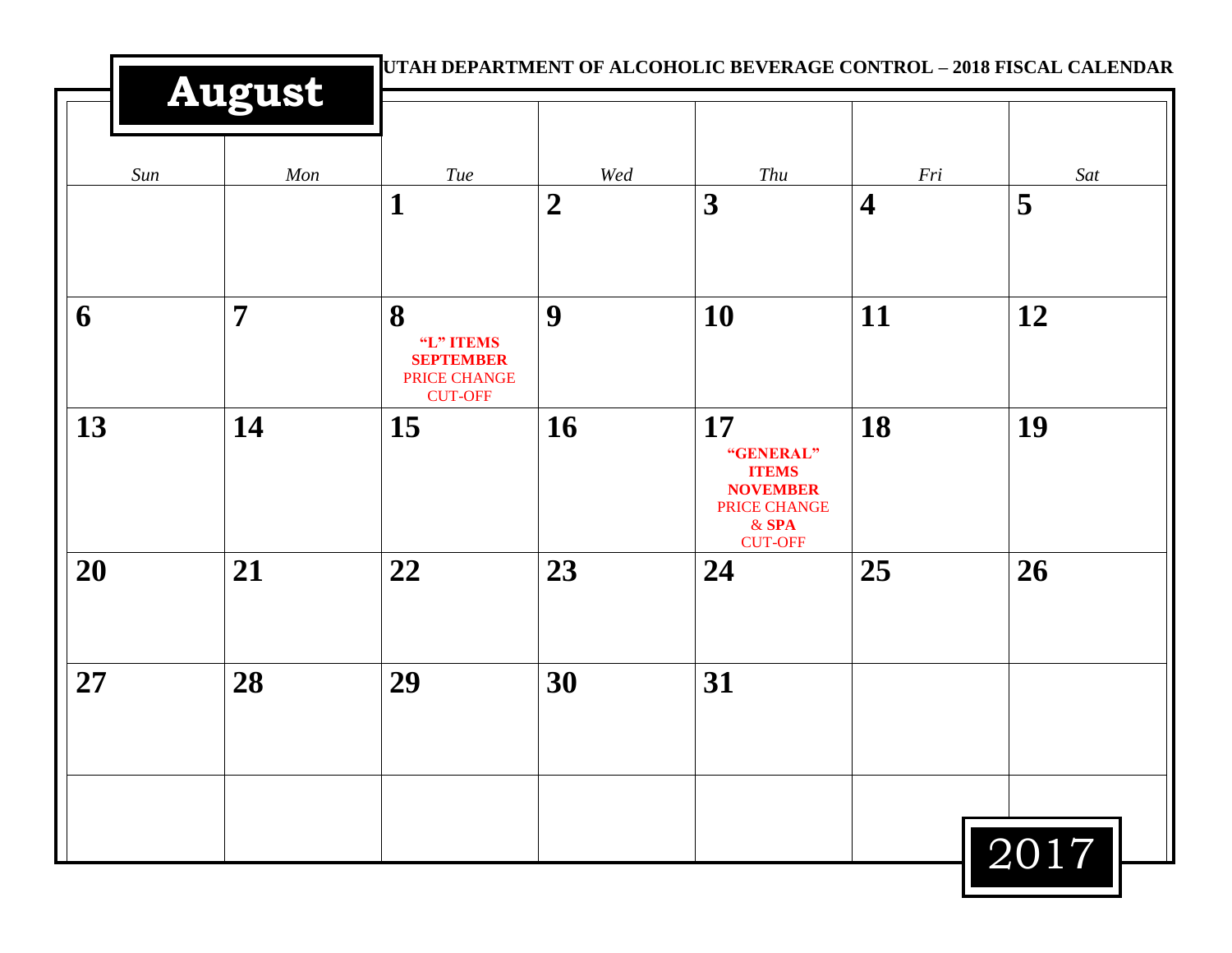# August 2017

UTAH DEPARTMENT OF ALCOHOLIC BEVERAGE CONTROL – 2018 FISCAL CALENDAR

| Sun | Mon | Tue | Wed | Thu | Fri | Sat |
|---|---|---|---|---|---|---|
| | | 1 | 2 | 3 | 4 | 5 |
| 6 | 7 | 8 **"L" ITEMS SEPTEMBER** PRICE CHANGE CUT-OFF | 9 | 10 | 11 | 12 |
| 13 | 14 | 15 | 16 | 17 **"GENERAL" ITEMS NOVEMBER** PRICE CHANGE & **SPA** CUT-OFF | 18 | 19 |
| 20 | 21 | 22 | 23 | 24 | 25 | 26 |
| 27 | 28 | 29 | 30 | 31 | | |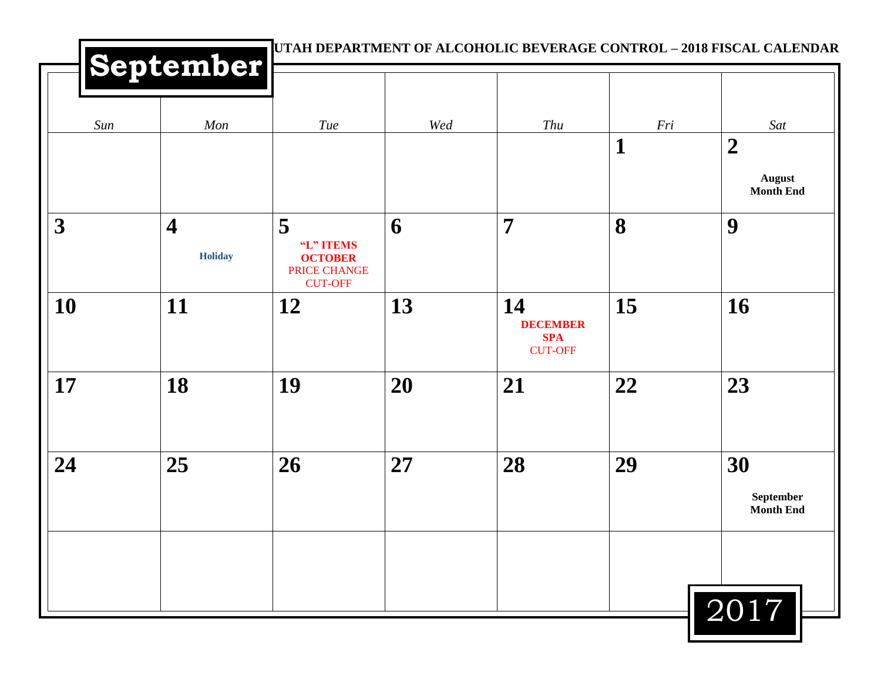# September

**UTAH DEPARTMENT OF ALCOHOLIC BEVERAGE CONTROL – 2018 FISCAL CALENDAR**

| *Sun* | *Mon* | *Tue* | *Wed* | *Thu* | *Fri* | *Sat* |
|---|---|---|---|---|---|---|
| | | | | | **1** | **2** **August Month End** |
| **3** | **4** **Holiday** | **5** **"L" ITEMS OCTOBER** PRICE CHANGE CUT-OFF | **6** | **7** | **8** | **9** |
| **10** | **11** | **12** | **13** | **14** **DECEMBER SPA** CUT-OFF | **15** | **16** |
| **17** | **18** | **19** | **20** | **21** | **22** | **23** |
| **24** | **25** | **26** | **27** | **28** | **29** | **30** **September Month End** |
| | | | | | | |

2017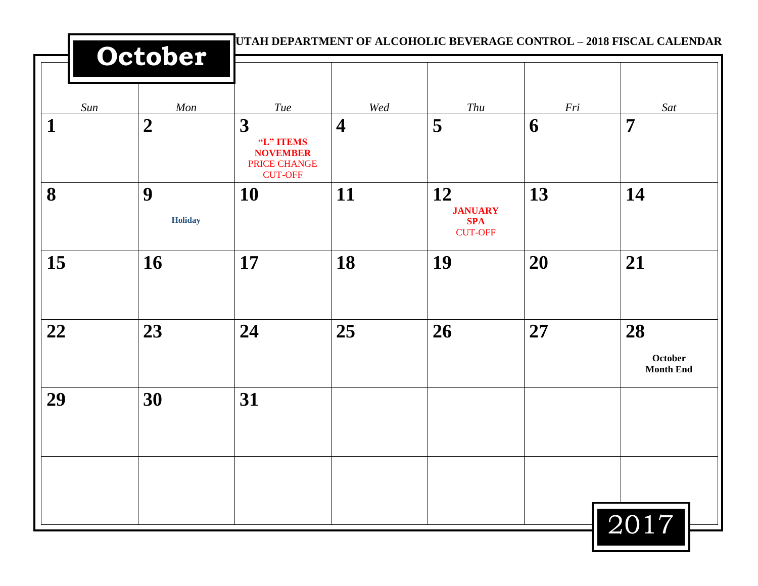# October

UTAH DEPARTMENT OF ALCOHOLIC BEVERAGE CONTROL – 2018 FISCAL CALENDAR

| *Sun* | *Mon* | *Tue* | *Wed* | *Thu* | *Fri* | *Sat* |
|---|---|---|---|---|---|---|
| **1** | **2** | **3** **"L" ITEMS NOVEMBER** PRICE CHANGE CUT-OFF | **4** | **5** | **6** | **7** |
| **8** | **9** **Holiday** | **10** | **11** | **12** **JANUARY SPA** CUT-OFF | **13** | **14** |
| **15** | **16** | **17** | **18** | **19** | **20** | **21** |
| **22** | **23** | **24** | **25** | **26** | **27** | **28** **October Month End** |
| **29** | **30** | **31** | | | | |
| | | | | | | |

2017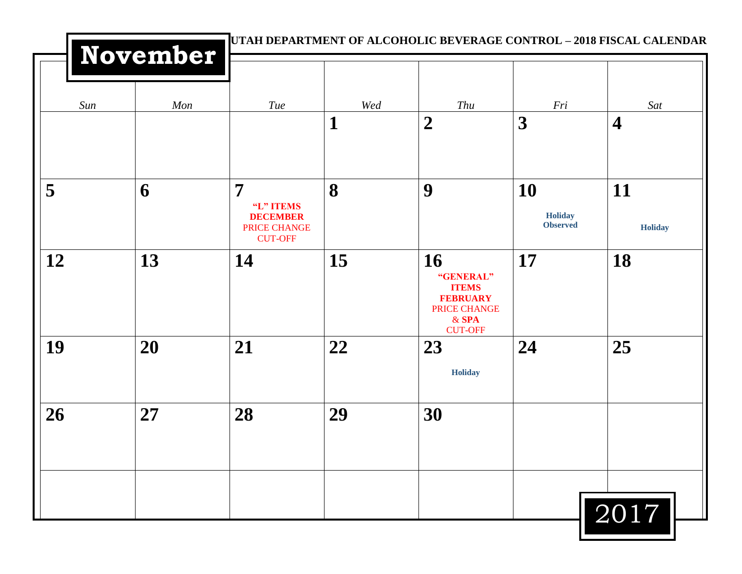UTAH DEPARTMENT OF ALCOHOLIC BEVERAGE CONTROL – 2018 FISCAL CALENDAR

# November

| Sun | Mon | Tue | Wed | Thu | Fri | Sat |
|---|---|---|---|---|---|---|
| | | | **1** | **2** | **3** | **4** |
| **5** | **6** | **7** **"L" ITEMS DECEMBER** PRICE CHANGE CUT-OFF | **8** | **9** | **10** **Holiday Observed** | **11** **Holiday** |
| **12** | **13** | **14** | **15** | **16** **"GENERAL" ITEMS FEBRUARY** PRICE CHANGE & **SPA** CUT-OFF | **17** | **18** |
| **19** | **20** | **21** | **22** | **23** **Holiday** | **24** | **25** |
| **26** | **27** | **28** | **29** | **30** | | |
| | | | | | | |

2017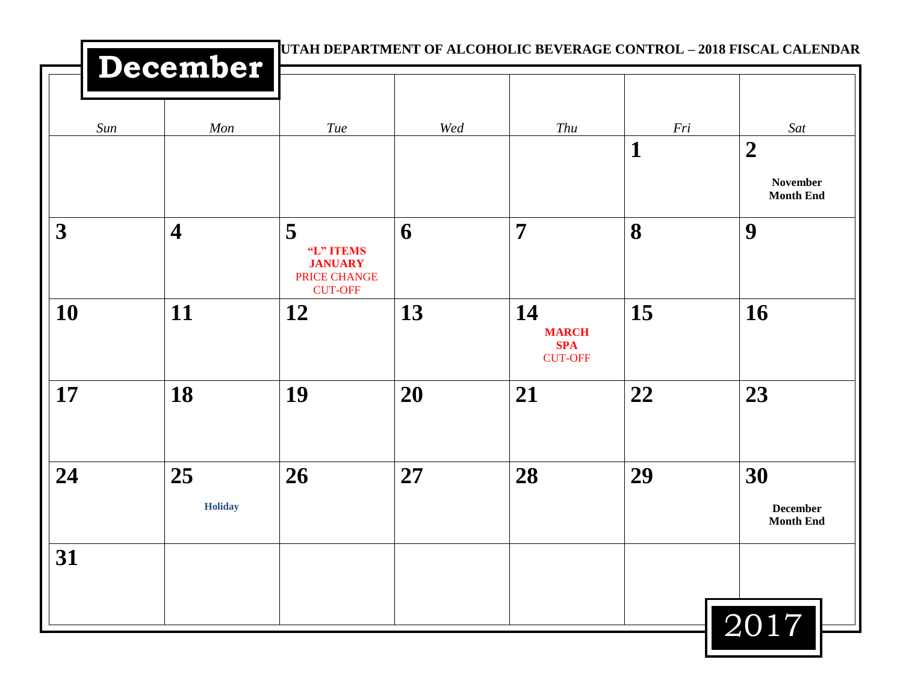# December 2017

**UTAH DEPARTMENT OF ALCOHOLIC BEVERAGE CONTROL – 2018 FISCAL CALENDAR**

| Sun | Mon | Tue | Wed | Thu | Fri | Sat |
|---|---|---|---|---|---|---|
| | | | | | **1** | **2** November Month End |
| **3** | **4** | **5** "L" ITEMS JANUARY PRICE CHANGE CUT-OFF | **6** | **7** | **8** | **9** |
| **10** | **11** | **12** | **13** | **14** MARCH SPA CUT-OFF | **15** | **16** |
| **17** | **18** | **19** | **20** | **21** | **22** | **23** |
| **24** | **25** Holiday | **26** | **27** | **28** | **29** | **30** December Month End |
| **31** | | | | | | |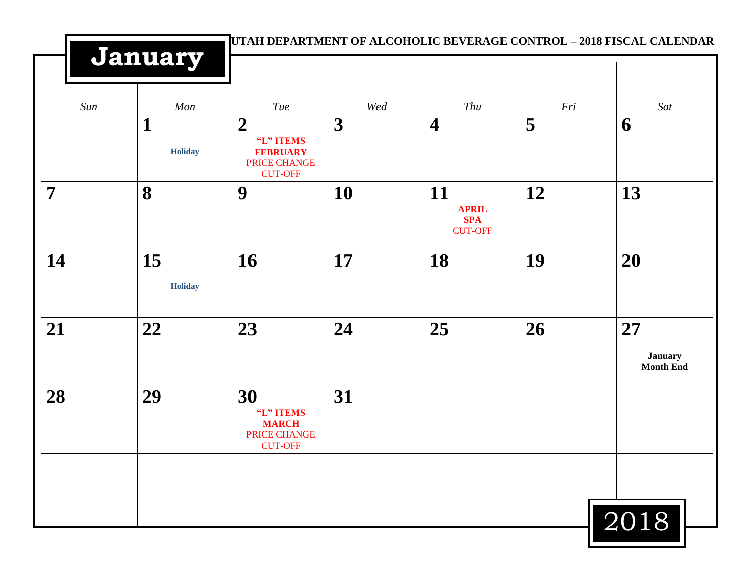# January

**UTAH DEPARTMENT OF ALCOHOLIC BEVERAGE CONTROL – 2018 FISCAL CALENDAR**

| *Sun* | *Mon* | *Tue* | *Wed* | *Thu* | *Fri* | *Sat* |
|---|---|---|---|---|---|---|
| | **1** **Holiday** | **2** **"L" ITEMS FEBRUARY** PRICE CHANGE CUT-OFF | **3** | **4** | **5** | **6** |
| **7** | **8** | **9** | **10** | **11** **APRIL SPA** CUT-OFF | **12** | **13** |
| **14** | **15** **Holiday** | **16** | **17** | **18** | **19** | **20** |
| **21** | **22** | **23** | **24** | **25** | **26** | **27** **January Month End** |
| **28** | **29** | **30** **"L" ITEMS MARCH** PRICE CHANGE CUT-OFF | **31** | | | |
| | | | | | | |

2018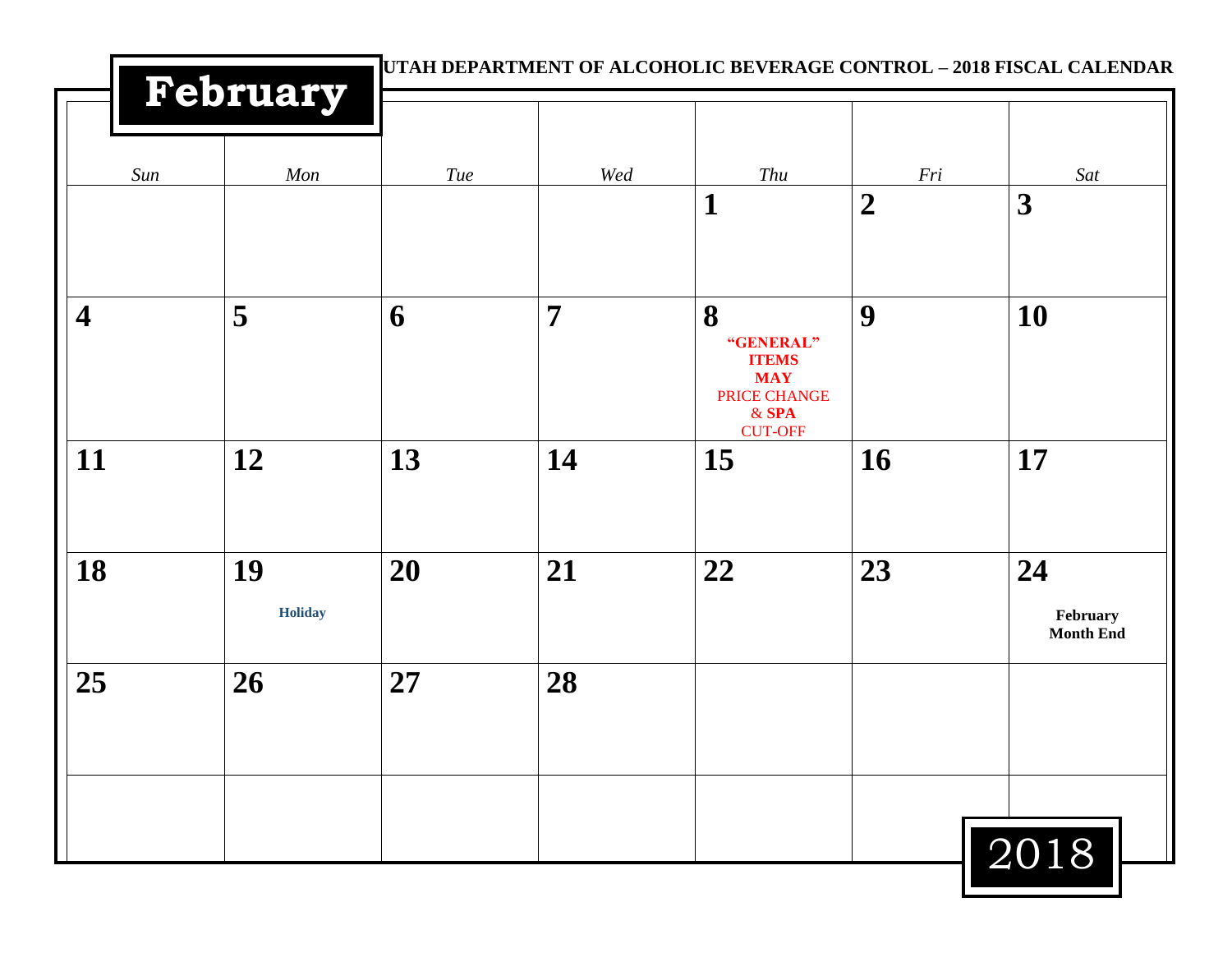# February

**UTAH DEPARTMENT OF ALCOHOLIC BEVERAGE CONTROL – 2018 FISCAL CALENDAR**

| *Sun* | *Mon* | *Tue* | *Wed* | *Thu* | *Fri* | *Sat* |
|---|---|---|---|---|---|---|
| | | | | **1** | **2** | **3** |
| **4** | **5** | **6** | **7** | **8** **"GENERAL" ITEMS MAY** PRICE CHANGE & **SPA** CUT-OFF | **9** | **10** |
| **11** | **12** | **13** | **14** | **15** | **16** | **17** |
| **18** | **19** **Holiday** | **20** | **21** | **22** | **23** | **24** **February Month End** |
| **25** | **26** | **27** | **28** | | | |
| | | | | | | |

2018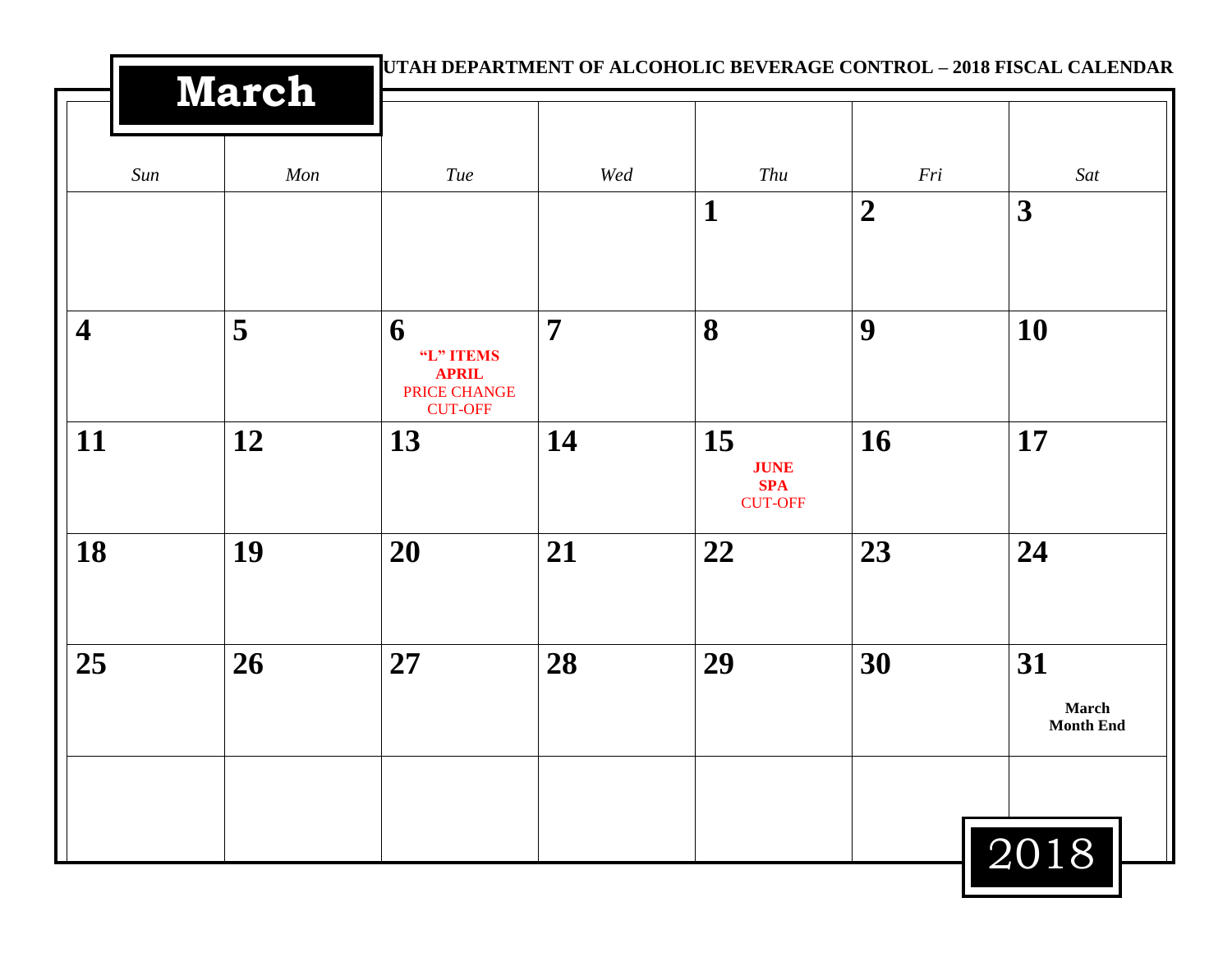# March

**UTAH DEPARTMENT OF ALCOHOLIC BEVERAGE CONTROL – 2018 FISCAL CALENDAR**

| *Sun* | *Mon* | *Tue* | *Wed* | *Thu* | *Fri* | *Sat* |
|---|---|---|---|---|---|---|
| | | | | **1** | **2** | **3** |
| **4** | **5** | **6** **"L" ITEMS** **APRIL** PRICE CHANGE CUT-OFF | **7** | **8** | **9** | **10** |
| **11** | **12** | **13** | **14** | **15** **JUNE** **SPA** CUT-OFF | **16** | **17** |
| **18** | **19** | **20** | **21** | **22** | **23** | **24** |
| **25** | **26** | **27** | **28** | **29** | **30** | **31** **March Month End** |
| | | | | | | |

2018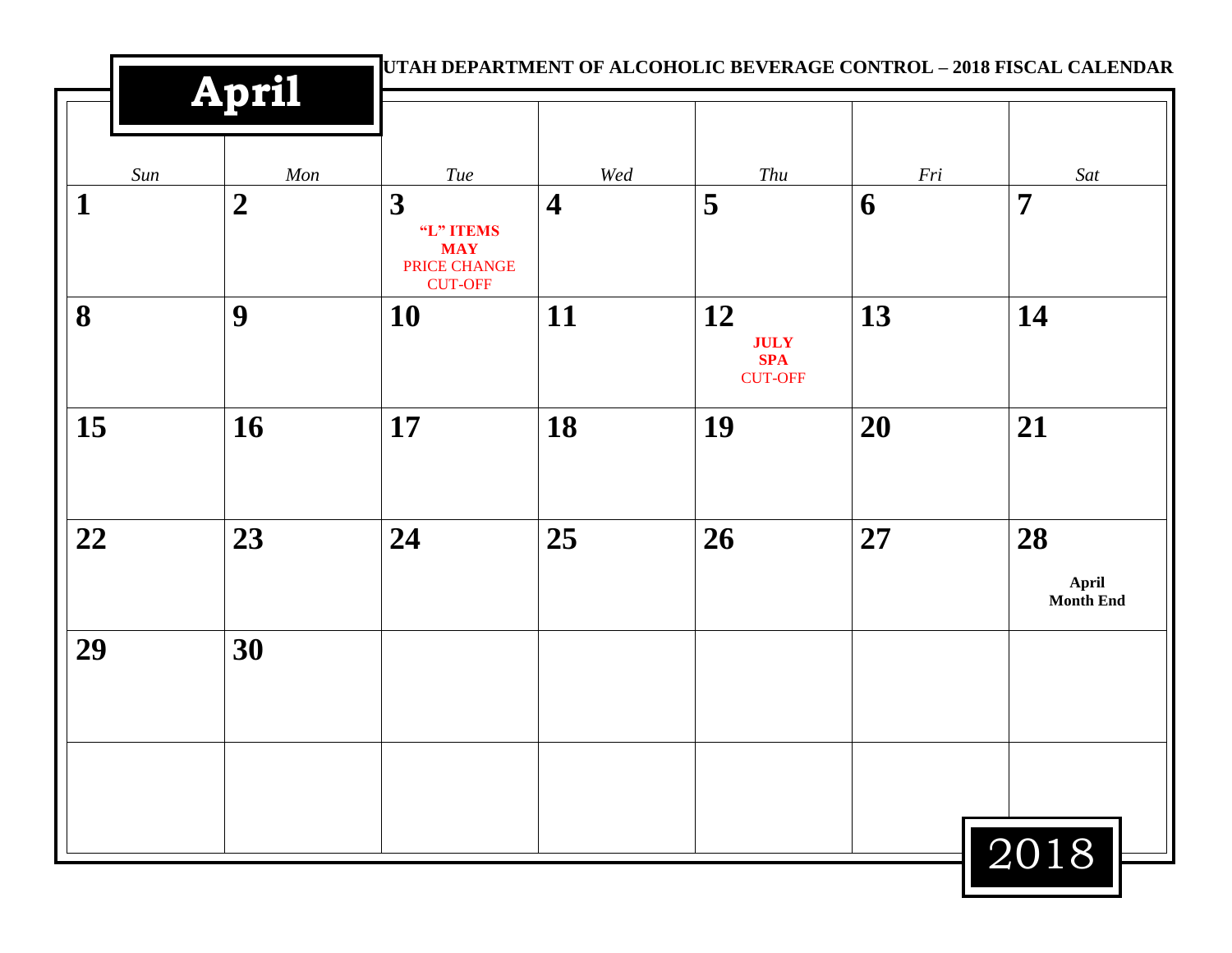# April

**UTAH DEPARTMENT OF ALCOHOLIC BEVERAGE CONTROL – 2018 FISCAL CALENDAR**

| *Sun* | *Mon* | *Tue* | *Wed* | *Thu* | *Fri* | *Sat* |
|---|---|---|---|---|---|---|
| **1** | **2** | **3** **“L” ITEMS** **MAY** PRICE CHANGE CUT-OFF | **4** | **5** | **6** | **7** |
| **8** | **9** | **10** | **11** | **12** **JULY** **SPA** CUT-OFF | **13** | **14** |
| **15** | **16** | **17** | **18** | **19** | **20** | **21** |
| **22** | **23** | **24** | **25** | **26** | **27** | **28** **April Month End** |
| **29** | **30** | | | | | |
| | | | | | | |

2018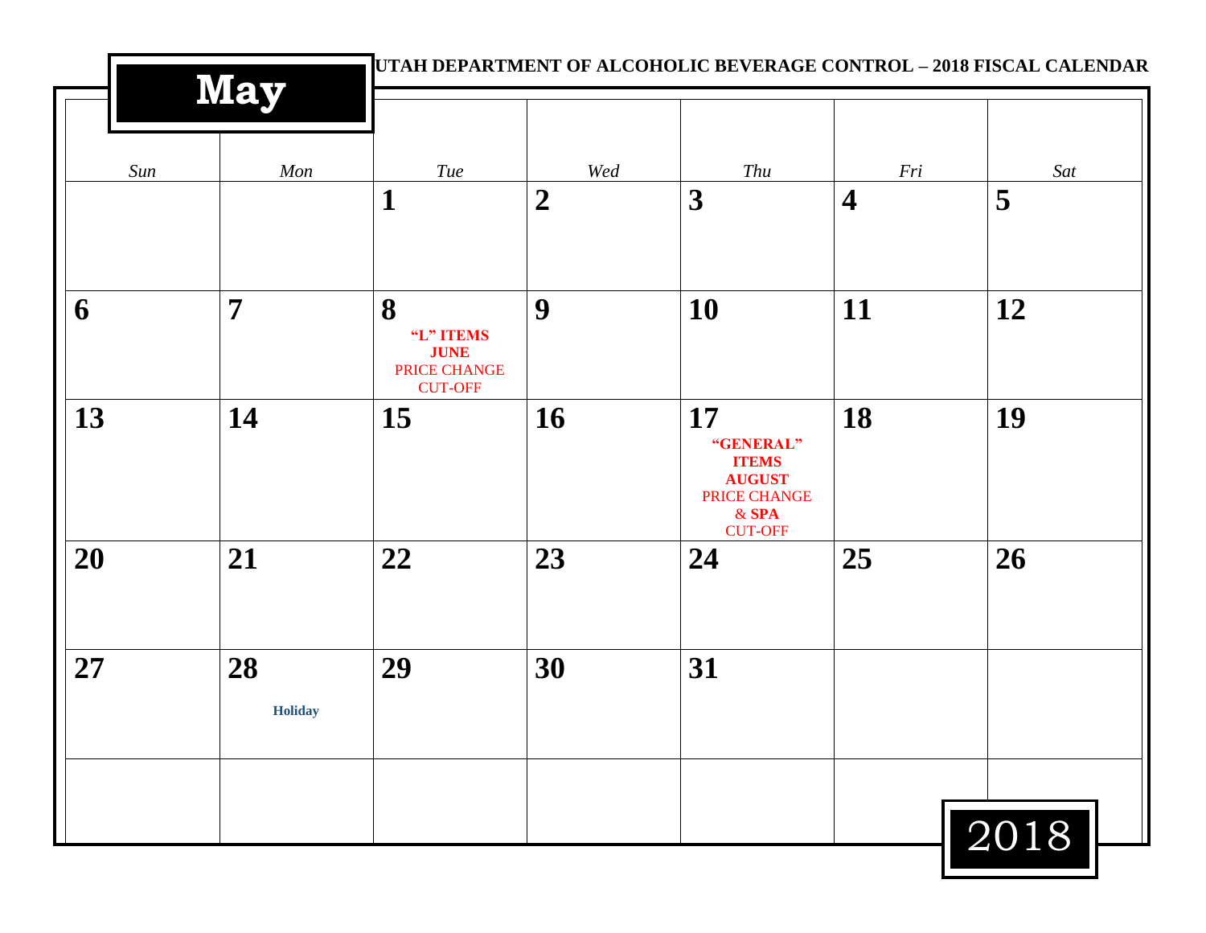# May

**UTAH DEPARTMENT OF ALCOHOLIC BEVERAGE CONTROL – 2018 FISCAL CALENDAR**

| Sun | Mon | Tue | Wed | Thu | Fri | Sat |
|---|---|---|---|---|---|---|
| | | **1** | **2** | **3** | **4** | **5** |
| **6** | **7** | **8** **"L" ITEMS** **JUNE** PRICE CHANGE CUT-OFF | **9** | **10** | **11** | **12** |
| **13** | **14** | **15** | **16** | **17** **"GENERAL" ITEMS** **AUGUST** PRICE CHANGE & **SPA** CUT-OFF | **18** | **19** |
| **20** | **21** | **22** | **23** | **24** | **25** | **26** |
| **27** | **28** **Holiday** | **29** | **30** | **31** | | |
| | | | | | | |

2018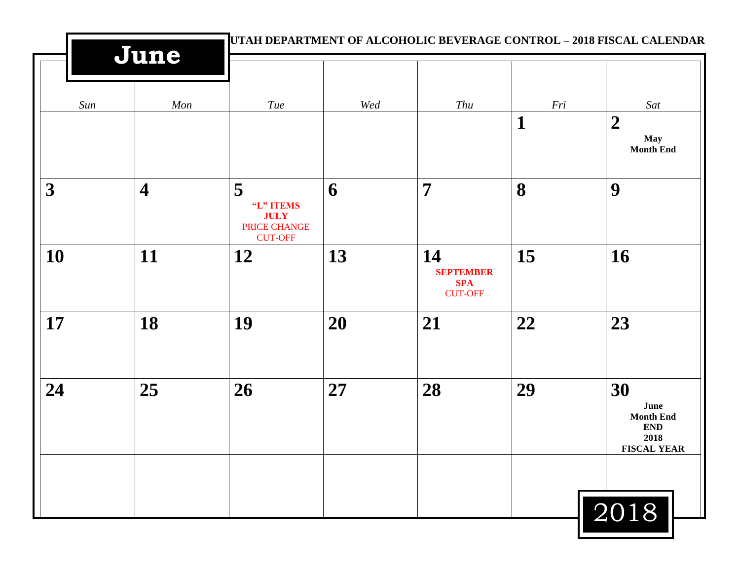# June

UTAH DEPARTMENT OF ALCOHOLIC BEVERAGE CONTROL – 2018 FISCAL CALENDAR

| Sun | Mon | Tue | Wed | Thu | Fri | Sat |
|---|---|---|---|---|---|---|
| | | | | | **1** | **2** May Month End |
| **3** | **4** | **5** "L" ITEMS JULY PRICE CHANGE CUT-OFF | **6** | **7** | **8** | **9** |
| **10** | **11** | **12** | **13** | **14** SEPTEMBER SPA CUT-OFF | **15** | **16** |
| **17** | **18** | **19** | **20** | **21** | **22** | **23** |
| **24** | **25** | **26** | **27** | **28** | **29** | **30** June Month End END 2018 FISCAL YEAR |
| | | | | | | |

2018